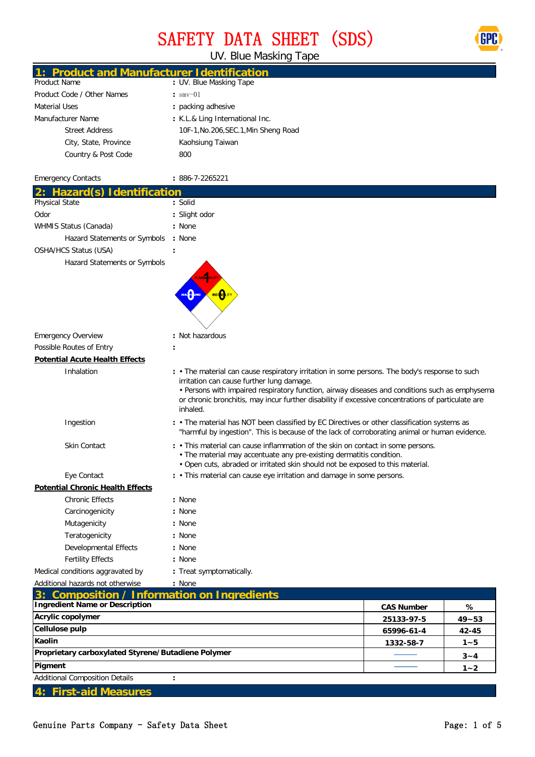# SAFETY DATA SHEET (SDS)

UV. Blue Masking Tape

## 1: Product and Manufacturer Identification

| | |
|---|---|
| Product Name | : UV. Blue Masking Tape |
| Product Code / Other Names | : smv-01 |
| Material Uses | : packing adhesive |
| Manufacturer Name | : K.L.& Ling International Inc. |
| Street Address | 10F-1,No.206,SEC.1,Min Sheng Road |
| City, State, Province | Kaohsiung Taiwan |
| Country & Post Code | 800 |
| Emergency Contacts | : 886-7-2265221 |

## 2: Hazard(s) Identification

| | |
|---|---|
| Physical State | : Solid |
| Odor | : Slight odor |
| WHMIS Status (Canada) | : None |
| Hazard Statements or Symbols | : None |
| OSHA/HCS Status (USA) | : |
| Hazard Statements or Symbols | FLAMMABILITY 1, HEALTH HAZARD 0, INSTABILITY 0 |
| Emergency Overview | : Not hazardous |
| Possible Routes of Entry | : |

**Potential Acute Health Effects**

Inhalation:
- The material can cause respiratory irritation in some persons. The body's response to such irritation can cause further lung damage.
- Persons with impaired respiratory function, airway diseases and conditions such as emphysema or chronic bronchitis, may incur further disability if excessive concentrations of particulate are inhaled.

Ingestion:
- The material has NOT been classified by EC Directives or other classification systems as "harmful by ingestion". This is because of the lack of corroborating animal or human evidence.

Skin Contact:
- This material can cause inflammation of the skin on contact in some persons.
- The material may accentuate any pre-existing dermatitis condition.
- Open cuts, abraded or irritated skin should not be exposed to this material.

Eye Contact:
- This material can cause eye irritation and damage in some persons.

**Potential Chronic Health Effects**

| | |
|---|---|
| Chronic Effects | : None |
| Carcinogenicity | : None |
| Mutagenicity | : None |
| Teratogenicity | : None |
| Developmental Effects | : None |
| Fertility Effects | : None |
| Medical conditions aggravated by | : Treat symptomatically. |
| Additional hazards not otherwise | : None |

## 3: Composition / Information on Ingredients

| Ingredient Name or Description | CAS Number | % |
|---|---|---|
| Acrylic copolymer | 25133-97-5 | 49~53 |
| Cellulose pulp | 65996-61-4 | 42-45 |
| Kaolin | 1332-58-7 | 1~5 |
| Proprietary carboxylated Styrene/Butadiene Polymer | —— | 3~4 |
| Pigment | —— | 1~2 |

Additional Composition Details :

## 4: First-aid Measures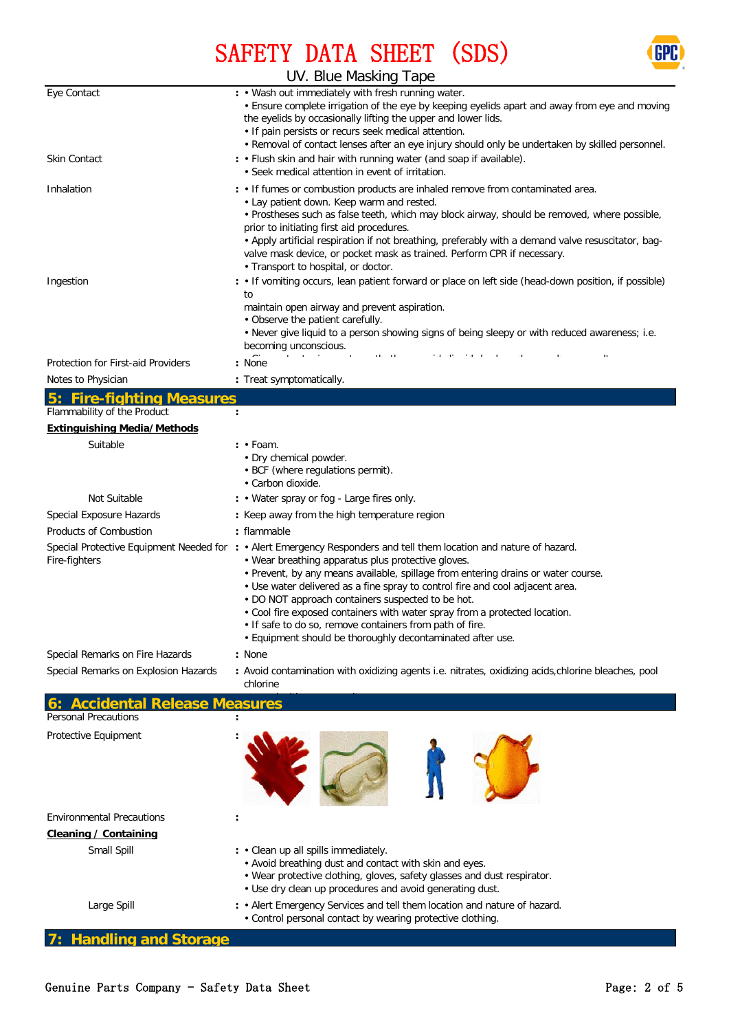| | | |
|---|---|---|
| Eye Contact | : | • Wash out immediately with fresh running water.<br>• Ensure complete irrigation of the eye by keeping eyelids apart and away from eye and moving the eyelids by occasionally lifting the upper and lower lids.<br>• If pain persists or recurs seek medical attention.<br>• Removal of contact lenses after an eye injury should only be undertaken by skilled personnel. |
| Skin Contact | : | • Flush skin and hair with running water (and soap if available).<br>• Seek medical attention in event of irritation. |
| Inhalation | : | • If fumes or combustion products are inhaled remove from contaminated area.<br>• Lay patient down. Keep warm and rested.<br>• Prostheses such as false teeth, which may block airway, should be removed, where possible, prior to initiating first aid procedures.<br>• Apply artificial respiration if not breathing, preferably with a demand valve resuscitator, bag-valve mask device, or pocket mask as trained. Perform CPR if necessary.<br>• Transport to hospital, or doctor. |
| Ingestion | : | • If vomiting occurs, lean patient forward or place on left side (head-down position, if possible) to<br>maintain open airway and prevent aspiration.<br>• Observe the patient carefully.<br>• Never give liquid to a person showing signs of being sleepy or with reduced awareness; i.e. becoming unconscious. |
| Protection for First-aid Providers | : | None |
| Notes to Physician | : | Treat symptomatically. |

## 5: Fire-fighting Measures

| | | |
|---|---|---|
| Flammability of the Product | : | |
| **Extinguishing Media/Methods** | | |
| Suitable | : | • Foam.<br>• Dry chemical powder.<br>• BCF (where regulations permit).<br>• Carbon dioxide. |
| Not Suitable | : | • Water spray or fog - Large fires only. |
| Special Exposure Hazards | : | Keep away from the high temperature region |
| Products of Combustion | : | flammable |
| Special Protective Equipment Needed for Fire-fighters | : | • Alert Emergency Responders and tell them location and nature of hazard.<br>• Wear breathing apparatus plus protective gloves.<br>• Prevent, by any means available, spillage from entering drains or water course.<br>• Use water delivered as a fine spray to control fire and cool adjacent area.<br>• DO NOT approach containers suspected to be hot.<br>• Cool fire exposed containers with water spray from a protected location.<br>• If safe to do so, remove containers from path of fire.<br>• Equipment should be thoroughly decontaminated after use. |
| Special Remarks on Fire Hazards | : | None |
| Special Remarks on Explosion Hazards | : | Avoid contamination with oxidizing agents i.e. nitrates, oxidizing acids,chlorine bleaches, pool chlorine |

## 6: Accidental Release Measures

| | | |
|---|---|---|
| Personal Precautions | : | |
| Protective Equipment | : | |
| Environmental Precautions | : | |
| **Cleaning / Containing** | | |
| Small Spill | : | • Clean up all spills immediately.<br>• Avoid breathing dust and contact with skin and eyes.<br>• Wear protective clothing, gloves, safety glasses and dust respirator.<br>• Use dry clean up procedures and avoid generating dust. |
| Large Spill | : | • Alert Emergency Services and tell them location and nature of hazard.<br>• Control personal contact by wearing protective clothing. |

## 7: Handling and Storage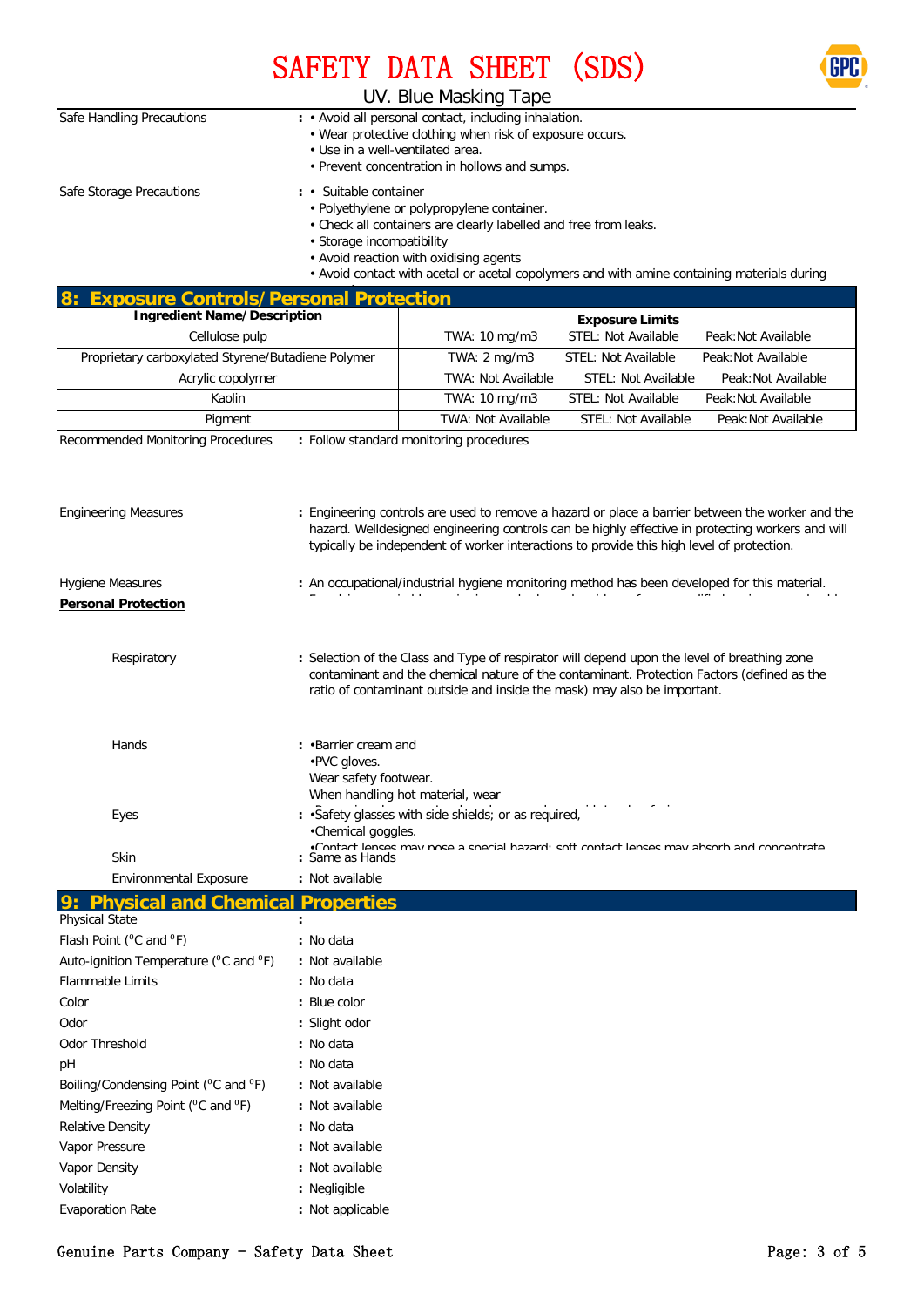Safe Handling Precautions : • Avoid all personal contact, including inhalation.
• Wear protective clothing when risk of exposure occurs.
• Use in a well-ventilated area.
• Prevent concentration in hollows and sumps.

Safe Storage Precautions : • Suitable container
• Polyethylene or polypropylene container.
• Check all containers are clearly labelled and free from leaks.
• Storage incompatibility
• Avoid reaction with oxidising agents
• Avoid contact with acetal or acetal copolymers and with amine containing materials during

## 8: Exposure Controls/Personal Protection

| Ingredient Name/Description | Exposure Limits | | |
|---|---|---|---|
| Cellulose pulp | TWA: 10 mg/m3 | STEL: Not Available | Peak:Not Available |
| Proprietary carboxylated Styrene/Butadiene Polymer | TWA: 2 mg/m3 | STEL: Not Available | Peak:Not Available |
| Acrylic copolymer | TWA: Not Available | STEL: Not Available | Peak:Not Available |
| Kaolin | TWA: 10 mg/m3 | STEL: Not Available | Peak:Not Available |
| Pigment | TWA: Not Available | STEL: Not Available | Peak:Not Available |

Recommended Monitoring Procedures : Follow standard monitoring procedures

Engineering Measures : Engineering controls are used to remove a hazard or place a barrier between the worker and the hazard. Welldesigned engineering controls can be highly effective in protecting workers and will typically be independent of worker interactions to provide this high level of protection.

Hygiene Measures : An occupational/industrial hygiene monitoring method has been developed for this material.

**Personal Protection**

Respiratory : Selection of the Class and Type of respirator will depend upon the level of breathing zone contaminant and the chemical nature of the contaminant. Protection Factors (defined as the ratio of contaminant outside and inside the mask) may also be important.

Hands : •Barrier cream and
•PVC gloves.
Wear safety footwear.
When handling hot material, wear

Eyes : •Safety glasses with side shields; or as required,
•Chemical goggles.
•Contact lenses may pose a special hazard; soft contact lenses may absorb and concentrate

Skin : Same as Hands

Environmental Exposure : Not available

## 9: Physical and Chemical Properties

Physical State :

Flash Point (°C and °F) : No data

Auto-ignition Temperature (°C and °F) : Not available

Flammable Limits : No data

Color : Blue color

Odor : Slight odor

Odor Threshold : No data

pH : No data

Boiling/Condensing Point (°C and °F) : Not available

Melting/Freezing Point (°C and °F) : Not available

Relative Density : No data

Vapor Pressure : Not available

Vapor Density : Not available

Volatility : Negligible

Evaporation Rate : Not applicable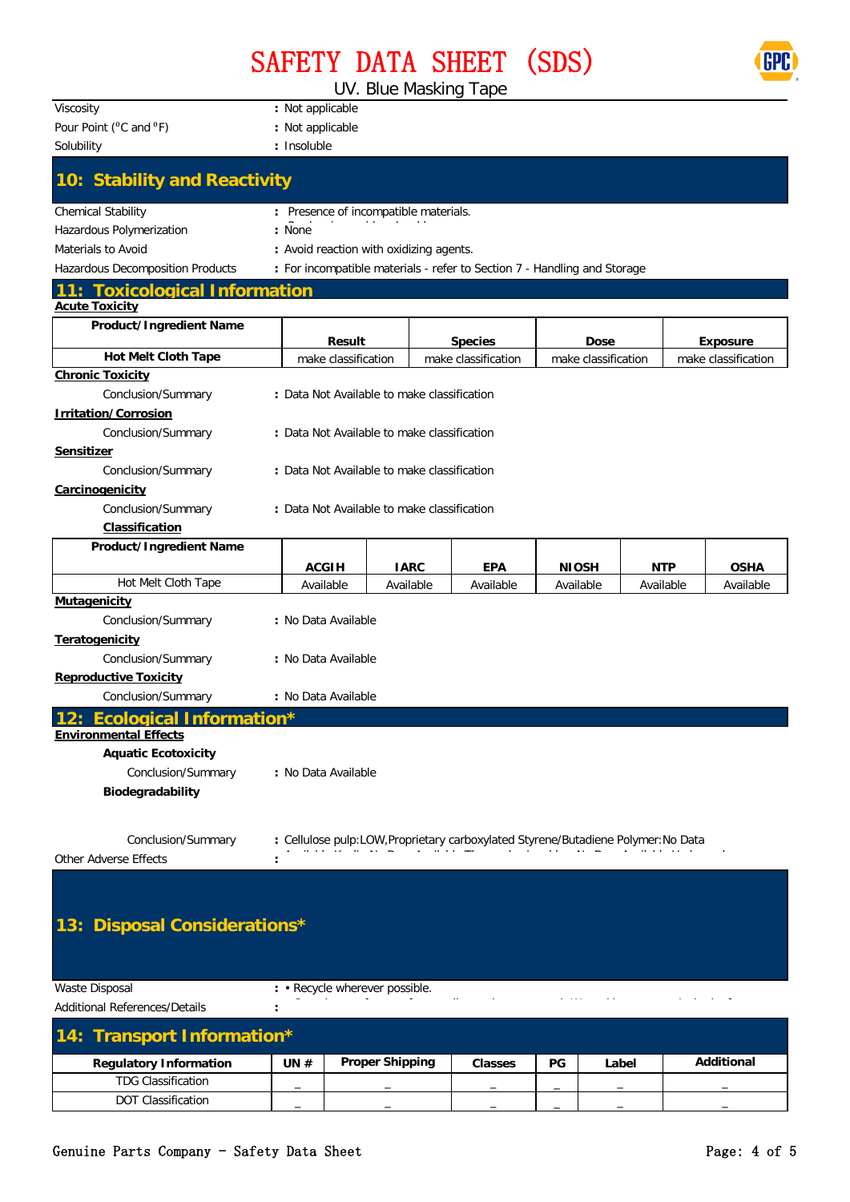| | |
|---|---|
| Viscosity | : Not applicable |
| Pour Point ($^{o}$C and $^{o}$F) | : Not applicable |
| Solubility | : Insoluble |

## 10: Stability and Reactivity

| | |
|---|---|
| Chemical Stability | : Presence of incompatible materials. |
| Hazardous Polymerization | : None |
| Materials to Avoid | : Avoid reaction with oxidizing agents. |
| Hazardous Decomposition Products | : For incompatible materials - refer to Section 7 - Handling and Storage |

## 11: Toxicological Information

**Acute Toxicity**

| Product/Ingredient Name | Result | Species | Dose | Exposure |
|---|---|---|---|---|
| Hot Melt Cloth Tape | make classification | make classification | make classification | make classification |

**Chronic Toxicity**

Conclusion/Summary : Data Not Available to make classification

**Irritation/Corrosion**

Conclusion/Summary : Data Not Available to make classification

**Sensitizer**

Conclusion/Summary : Data Not Available to make classification

**Carcinogenicity**

Conclusion/Summary : Data Not Available to make classification

**Classification**

| Product/Ingredient Name | ACGIH | IARC | EPA | NIOSH | NTP | OSHA |
|---|---|---|---|---|---|---|
| Hot Melt Cloth Tape | Available | Available | Available | Available | Available | Available |

**Mutagenicity**

Conclusion/Summary : No Data Available

**Teratogenicity**

Conclusion/Summary : No Data Available

**Reproductive Toxicity**

Conclusion/Summary : No Data Available

## 12: Ecological Information*

**Environmental Effects**

**Aquatic Ecotoxicity**

Conclusion/Summary : No Data Available

**Biodegradability**

Conclusion/Summary : Cellulose pulp:LOW,Proprietary carboxylated Styrene/Butadiene Polymer:No Data

Other Adverse Effects :

## 13: Disposal Considerations*

| | |
|---|---|
| Waste Disposal | : • Recycle wherever possible. |
| Additional References/Details | : |

## 14: Transport Information*

| Regulatory Information | UN # | Proper Shipping | Classes | PG | Label | Additional |
|---|---|---|---|---|---|---|
| TDG Classification | _ | _ | _ | _ | _ | _ |
| DOT Classification | _ | _ | _ | _ | _ | _ |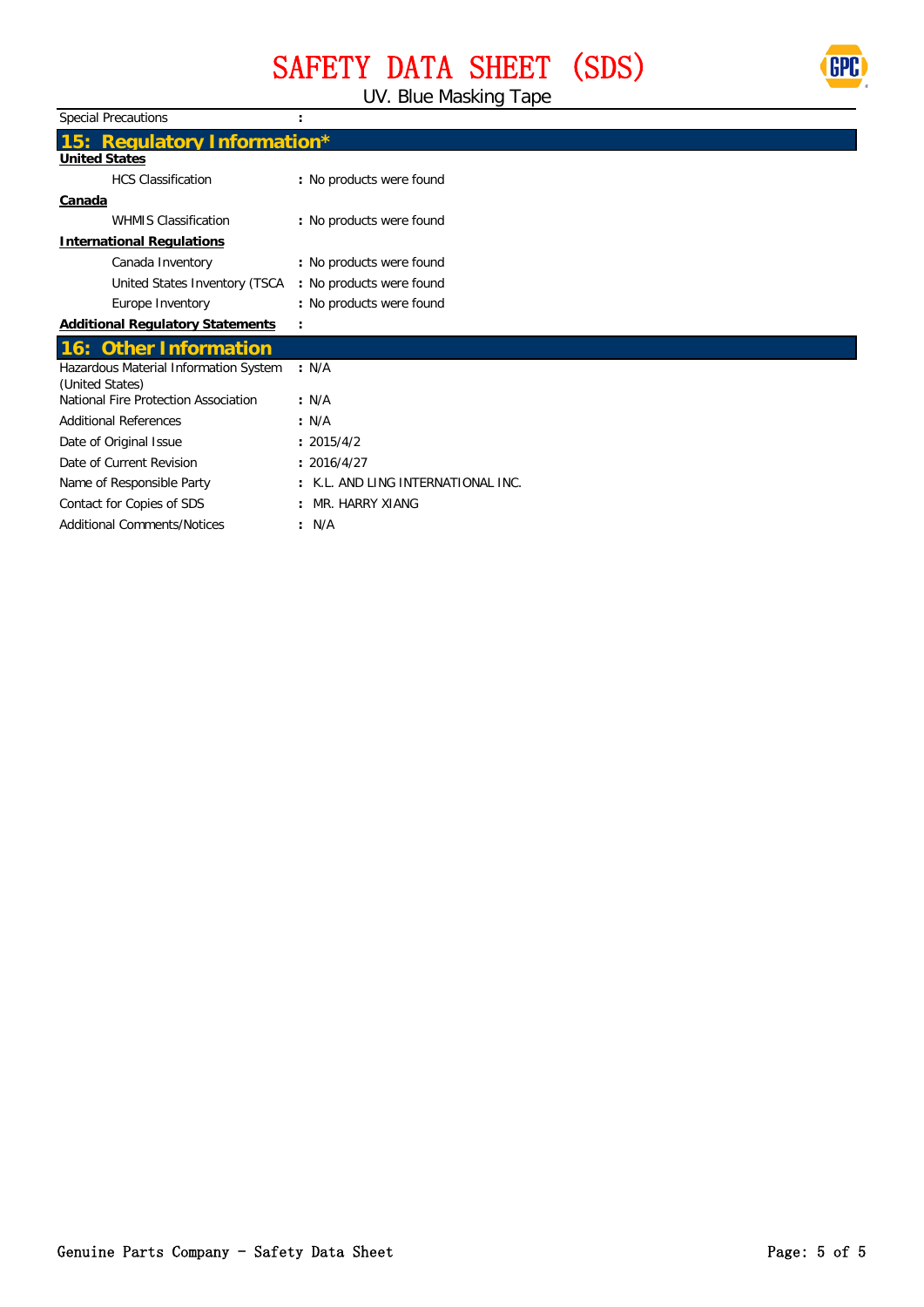Special Precautions :

## 15: Regulatory Information*

**United States**

| | |
|---|---|
| HCS Classification | : No products were found |

**Canada**

| | |
|---|---|
| WHMIS Classification | : No products were found |

**International Regulations**

| | |
|---|---|
| Canada Inventory | : No products were found |
| United States Inventory (TSCA | : No products were found |
| Europe Inventory | : No products were found |

**Additional Regulatory Statements** :

## 16: Other Information

| | |
|---|---|
| Hazardous Material Information System (United States) | : N/A |
| National Fire Protection Association | : N/A |
| Additional References | : N/A |
| Date of Original Issue | : 2015/4/2 |
| Date of Current Revision | : 2016/4/27 |
| Name of Responsible Party | : K.L. AND LING INTERNATIONAL INC. |
| Contact for Copies of SDS | : MR. HARRY XIANG |
| Additional Comments/Notices | : N/A |